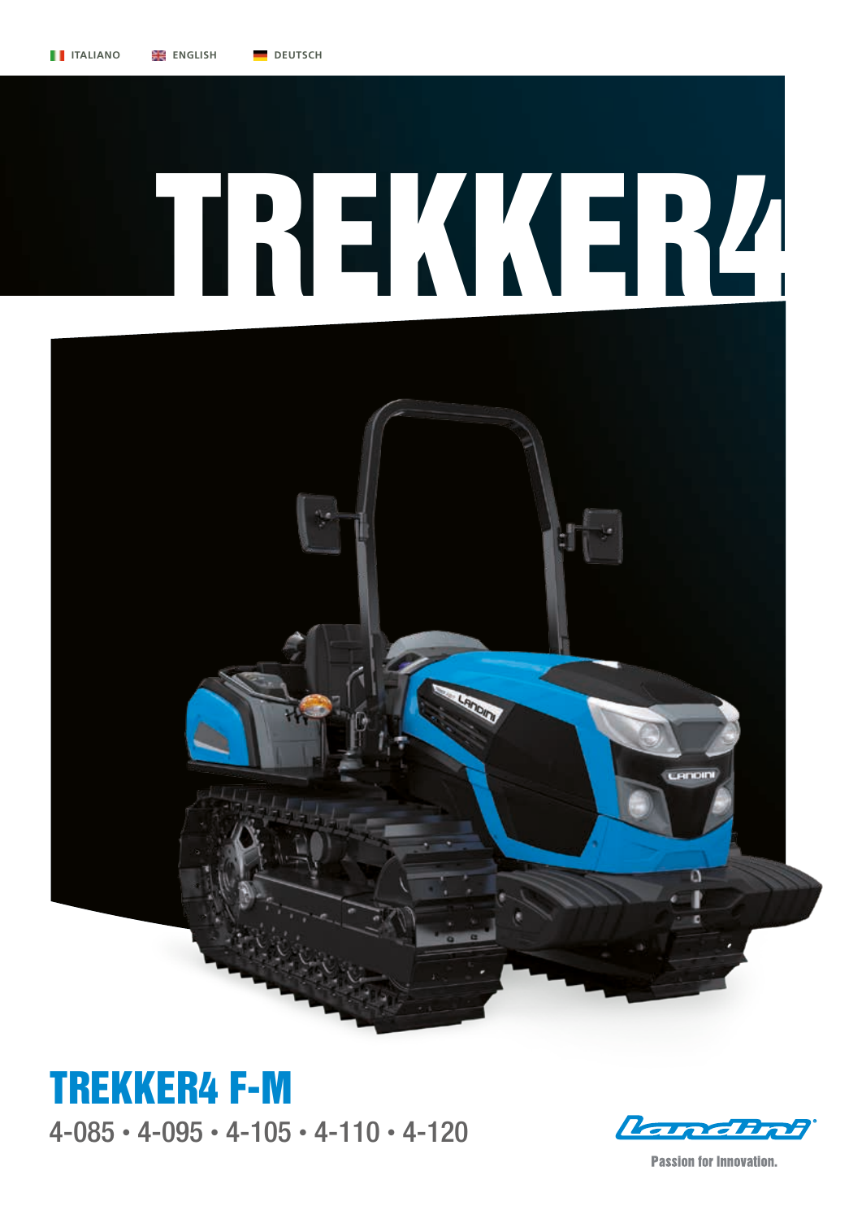ITALIANO ENGLISH DEUTSCH

# TREKKER4

## TREKKER4 F-M

4-085 • 4-095 • 4-105 • 4-110 • 4-120

Landini

Passion for Innovation.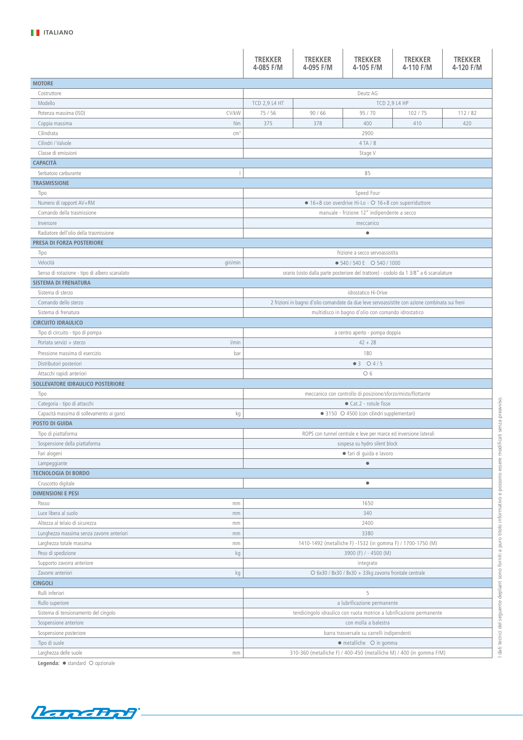ITALIANO

| | | TREKKER 4-085 F/M | TREKKER 4-095 F/M | TREKKER 4-105 F/M | TREKKER 4-110 F/M | TREKKER 4-120 F/M |
|---|---|---|---|---|---|---|
| **MOTORE** | | | | | | |
| Costruttore | | Deutz AG | | | | |
| Modello | | TCD 2,9 L4 HT | TCD 2,9 L4 HP | | | |
| Potenza massima (ISO) | CV/kW | 75 / 56 | 90 / 66 | 95 / 70 | 102 / 75 | 112 / 82 |
| Coppia massima | Nm | 375 | 378 | 400 | 410 | 420 |
| Cilindrata | $cm^3$ | 2900 | | | | |
| Cilindri / Valvole | | 4 TA / 8 | | | | |
| Classe di emissioni | | Stage V | | | | |
| **CAPACITÀ** | | | | | | |
| Serbatoio carburante | l | 85 | | | | |
| **TRASMISSIONE** | | | | | | |
| Tipo | | Speed Four | | | | |
| Numero di rapporti AV+RM | | ● 16+8 con overdrive Hi-Lo - ○ 16+8 con superriduttore | | | | |
| Comando della trasmissione | | manuale - frizione 12" indipendente a secco | | | | |
| Inversore | | meccanico | | | | |
| Radiatore dell'olio della trasmissione | | ● | | | | |
| **PRESA DI FORZA POSTERIORE** | | | | | | |
| Tipo | | frizione a secco servoassistita | | | | |
| Velocità | giri/min | ● 540 / 540 E ○ 540 / 1000 | | | | |
| Senso di rotazione - tipo di albero scanalato | | orario (visto dalla parte posteriore del trattore) - codolo da 1 3/8" a 6 scanalature | | | | |
| **SISTEMA DI FRENATURA** | | | | | | |
| Sistema di sterzo | | idrostatico Hi-Drive | | | | |
| Comando dello sterzo | | 2 frizioni in bagno d'olio comandate da due leve servoassistite con azione combinata sui freni | | | | |
| Sistema di frenatura | | multidisco in bagno d'olio con comando idrostatico | | | | |
| **CIRCUITO IDRAULICO** | | | | | | |
| Tipo di circuito - tipo di pompa | | a centro aperto - pompa doppia | | | | |
| Portata servizi + sterzo | l/min | 42 + 28 | | | | |
| Pressione massima di esercizio | bar | 180 | | | | |
| Distributori posteriori | | ● 3 ○ 4 / 5 | | | | |
| Attacchi rapidi anteriori | | ○ 6 | | | | |
| **SOLLEVATORE IDRAULICO POSTERIORE** | | | | | | |
| Tipo | | meccanico con controllo di posizione/sforzo/misto/flottante | | | | |
| Categoria - tipo di attacchi | | ● Cat.2 - rotule fisse | | | | |
| Capacità massima di sollevamento ai ganci | kg | ● 3150 ○ 4500 (con cilindri supplementari) | | | | |
| **POSTO DI GUIDA** | | | | | | |
| Tipo di piattaforma | | ROPS con tunnel centrale e leve per marce ed inversione laterali | | | | |
| Sospensione della piattaforma | | sospesa su hydro silent block | | | | |
| Fari alogeni | | ● fari di guida e lavoro | | | | |
| Lampeggiante | | ● | | | | |
| **TECNOLOGIA DI BORDO** | | | | | | |
| Cruscotto digitale | | ● | | | | |
| **DIMENSIONI E PESI** | | | | | | |
| Passo | mm | 1650 | | | | |
| Luce libera al suolo | mm | 340 | | | | |
| Altezza al telaio di sicurezza | mm | 2400 | | | | |
| Lunghezza massima senza zavorre anteriori | mm | 3380 | | | | |
| Larghezza totale massima | mm | 1410-1492 (metalliche F) -1532 (in gomma F) / 1700-1750 (M) | | | | |
| Peso di spedizione | kg | 3900 (F) / - 4500 (M) | | | | |
| Supporto zavorra anteriore | | integrato | | | | |
| Zavorre anteriori | kg | ○ 6x30 / 8x30 / 8x30 + 33kg zavorra frontale centrale | | | | |
| **CINGOLI** | | | | | | |
| Rulli inferiori | | 5 | | | | |
| Rullo superiore | | a lubrificazione permanente | | | | |
| Sistema di tensionamento del cingolo | | tendicingolo idraulico con ruota motrice a lubrificazione permanente | | | | |
| Sospensione anteriore | | con molla a balestra | | | | |
| Sospensione posteriore | | barra trasversale su carrelli indipendenti | | | | |
| Tipo di suole | | ● metalliche ○ in gomma | | | | |
| Larghezza delle suole | mm | 310-360 (metalliche F) / 400-450 (metalliche M) / 400 (in gomma F/M) | | | | |

**Legenda:** ● standard ○ opzionale

I dati tecnici del seguente depliant sono forniti a puro titolo informativo e possono essere modificati senza preavviso.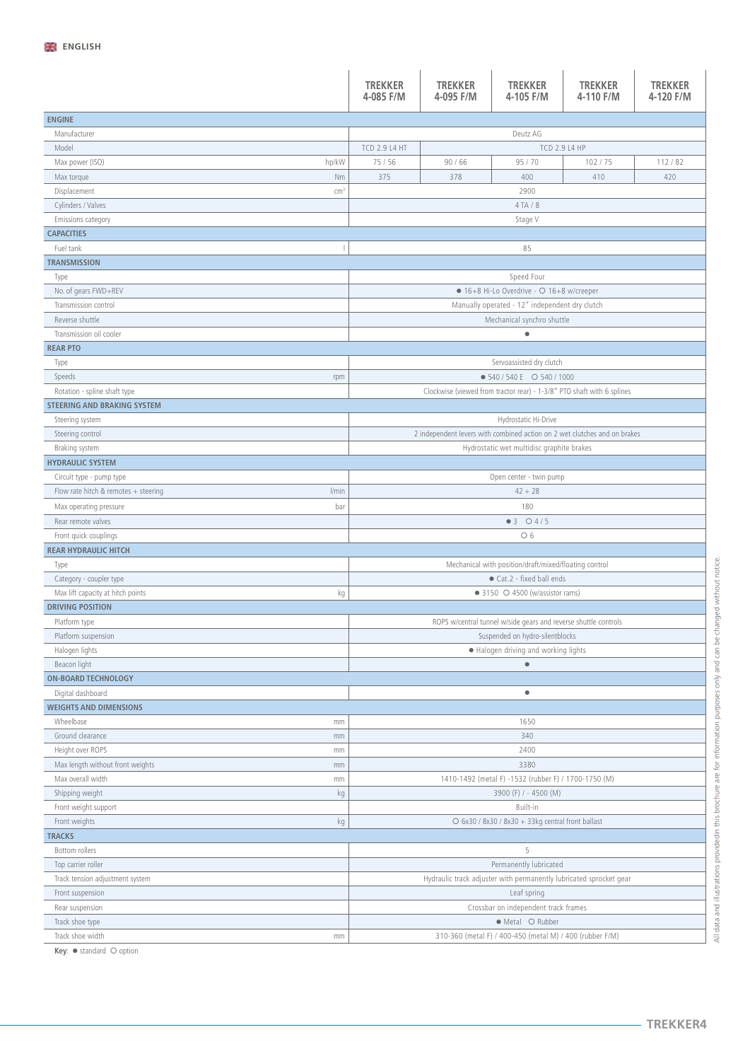ENGLISH

| | TREKKER 4-085 F/M | TREKKER 4-095 F/M | TREKKER 4-105 F/M | TREKKER 4-110 F/M | TREKKER 4-120 F/M |
|---|---|---|---|---|---|
| **ENGINE** | | | | | |
| Manufacturer | Deutz AG | | | | |
| Model | TCD 2.9 L4 HT | TCD 2.9 L4 HP | | | |
| Max power (ISO) hp/kW | 75 / 56 | 90 / 66 | 95 / 70 | 102 / 75 | 112 / 82 |
| Max torque Nm | 375 | 378 | 400 | 410 | 420 |
| Displacement cm³ | 2900 | | | | |
| Cylinders / Valves | 4 TA / 8 | | | | |
| Emissions category | Stage V | | | | |
| **CAPACITIES** | | | | | |
| Fuel tank l | 85 | | | | |
| **TRANSMISSION** | | | | | |
| Type | Speed Four | | | | |
| No. of gears FWD+REV | ● 16+8 Hi-Lo Overdrive - ○ 16+8 w/creeper | | | | |
| Transmission control | Manually operated - 12" independent dry clutch | | | | |
| Reverse shuttle | Mechanical synchro shuttle | | | | |
| Transmission oil cooler | ● | | | | |
| **REAR PTO** | | | | | |
| Type | Servoassisted dry clutch | | | | |
| Speeds rpm | ● 540 / 540 E ○ 540 / 1000 | | | | |
| Rotation - spline shaft type | Clockwise (viewed from tractor rear) - 1-3/8" PTO shaft with 6 splines | | | | |
| **STEERING AND BRAKING SYSTEM** | | | | | |
| Steering system | Hydrostatic Hi-Drive | | | | |
| Steering control | 2 independent levers with combined action on 2 wet clutches and on brakes | | | | |
| Braking system | Hydrostatic wet multidisc graphite brakes | | | | |
| **HYDRAULIC SYSTEM** | | | | | |
| Circuit type - pump type | Open center - twin pump | | | | |
| Flow rate hitch & remotes + steering l/min | 42 + 28 | | | | |
| Max operating pressure bar | 180 | | | | |
| Rear remote valves | ● 3 ○ 4 / 5 | | | | |
| Front quick couplings | ○ 6 | | | | |
| **REAR HYDRAULIC HITCH** | | | | | |
| Type | Mechanical with position/draft/mixed/floating control | | | | |
| Category - coupler type | ● Cat.2 - fixed ball ends | | | | |
| Max lift capacity at hitch points kg | ● 3150 ○ 4500 (w/assistor rams) | | | | |
| **DRIVING POSITION** | | | | | |
| Platform type | ROPS w/central tunnel w/side gears and reverse shuttle controls | | | | |
| Platform suspension | Suspended on hydro-silentblocks | | | | |
| Halogen lights | ● Halogen driving and working lights | | | | |
| Beacon light | ● | | | | |
| **ON-BOARD TECHNOLOGY** | | | | | |
| Digital dashboard | ● | | | | |
| **WEIGHTS AND DIMENSIONS** | | | | | |
| Wheelbase mm | 1650 | | | | |
| Ground clearance mm | 340 | | | | |
| Height over ROPS mm | 2400 | | | | |
| Max length without front weights mm | 3380 | | | | |
| Max overall width mm | 1410-1492 (metal F) -1532 (rubber F) / 1700-1750 (M) | | | | |
| Shipping weight kg | 3900 (F) / - 4500 (M) | | | | |
| Front weight support | Built-in | | | | |
| Front weights kg | ○ 6x30 / 8x30 / 8x30 + 33kg central front ballast | | | | |
| **TRACKS** | | | | | |
| Bottom rollers | 5 | | | | |
| Top carrier roller | Permanently lubricated | | | | |
| Track tension adjustment system | Hydraulic track adjuster with permanently lubricated sprocket gear | | | | |
| Front suspension | Leaf spring | | | | |
| Rear suspension | Crossbar on independent track frames | | | | |
| Track shoe type | ● Metal ○ Rubber | | | | |
| Track shoe width mm | 310-360 (metal F) / 400-450 (metal M) / 400 (rubber F/M) | | | | |

**Key**: ● standard ○ option

All data and illustrations providedin this brochure are for information purposes only and can be changed without notice.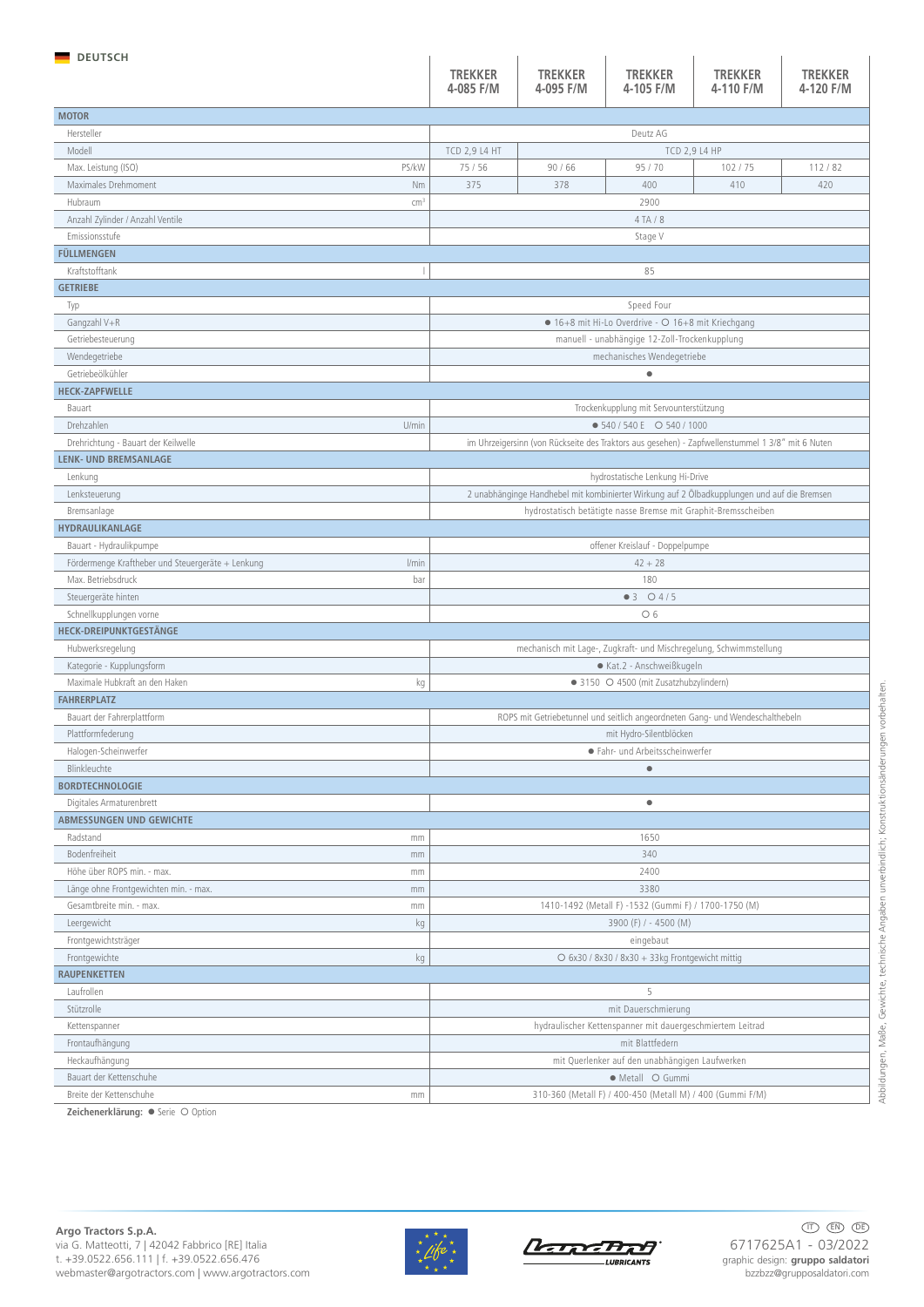DEUTSCH

| | | TREKKER 4-085 F/M | TREKKER 4-095 F/M | TREKKER 4-105 F/M | TREKKER 4-110 F/M | TREKKER 4-120 F/M |
|---|---|---|---|---|---|---|
| **MOTOR** | | | | | | |
| Hersteller | | Deutz AG | | | | |
| Modell | | TCD 2,9 L4 HT | TCD 2,9 L4 HP | | | |
| Max. Leistung (ISO) | PS/kW | 75 / 56 | 90 / 66 | 95 / 70 | 102 / 75 | 112 / 82 |
| Maximales Drehmoment | Nm | 375 | 378 | 400 | 410 | 420 |
| Hubraum | cm³ | 2900 | | | | |
| Anzahl Zylinder / Anzahl Ventile | | 4 TA / 8 | | | | |
| Emissionsstufe | | Stage V | | | | |
| **FÜLLMENGEN** | | | | | | |
| Kraftstofftank | l | 85 | | | | |
| **GETRIEBE** | | | | | | |
| Typ | | Speed Four | | | | |
| Gangzahl V+R | | ● 16+8 mit Hi-Lo Overdrive - ○ 16+8 mit Kriechgang | | | | |
| Getriebesteuerung | | manuell - unabhängige 12-Zoll-Trockenkupplung | | | | |
| Wendegetriebe | | mechanisches Wendegetriebe | | | | |
| Getriebeölkühler | | ● | | | | |
| **HECK-ZAPFWELLE** | | | | | | |
| Bauart | | Trockenkupplung mit Servounterstützung | | | | |
| Drehzahlen | U/min | ● 540 / 540 E ○ 540 / 1000 | | | | |
| Drehrichtung - Bauart der Keilwelle | | im Uhrzeigersinn (von Rückseite des Traktors aus gesehen) - Zapfwellenstummel 1 3/8" mit 6 Nuten | | | | |
| **LENK- UND BREMSANLAGE** | | | | | | |
| Lenkung | | hydrostatische Lenkung Hi-Drive | | | | |
| Lenksteuerung | | 2 unabhängige Handhebel mit kombinierter Wirkung auf 2 Ölbadkupplungen und auf die Bremsen | | | | |
| Bremsanlage | | hydrostatisch betätigte nasse Bremse mit Graphit-Bremsscheiben | | | | |
| **HYDRAULIKANLAGE** | | | | | | |
| Bauart - Hydraulikpumpe | | offener Kreislauf - Doppelpumpe | | | | |
| Fördermenge Kraftheber und Steuergeräte + Lenkung | l/min | 42 + 28 | | | | |
| Max. Betriebsdruck | bar | 180 | | | | |
| Steuergeräte hinten | | ● 3 ○ 4 / 5 | | | | |
| Schnellkupplungen vorne | | ○ 6 | | | | |
| **HECK-DREIPUNKTGESTÄNGE** | | | | | | |
| Hubwerksregelung | | mechanisch mit Lage-, Zugkraft- und Mischregelung, Schwimmstellung | | | | |
| Kategorie - Kupplungsform | | ● Kat.2 - Anschweißkugeln | | | | |
| Maximale Hubkraft an den Haken | kg | ● 3150 ○ 4500 (mit Zusatzhubzylindern) | | | | |
| **FAHRERPLATZ** | | | | | | |
| Bauart der Fahrerplattform | | ROPS mit Getriebetunnel und seitlich angeordneten Gang- und Wendeschalthebeln | | | | |
| Plattformfederung | | mit Hydro-Silentblöcken | | | | |
| Halogen-Scheinwerfer | | ● Fahr- und Arbeitsscheinwerfer | | | | |
| Blinkleuchte | | ● | | | | |
| **BORDTECHNOLOGIE** | | | | | | |
| Digitales Armaturenbrett | | ● | | | | |
| **ABMESSUNGEN UND GEWICHTE** | | | | | | |
| Radstand | mm | 1650 | | | | |
| Bodenfreiheit | mm | 340 | | | | |
| Höhe über ROPS min. - max. | mm | 2400 | | | | |
| Länge ohne Frontgewichten min. - max. | mm | 3380 | | | | |
| Gesamtbreite min. - max. | mm | 1410-1492 (Metall F) -1532 (Gummi F) / 1700-1750 (M) | | | | |
| Leergewicht | kg | 3900 (F) / - 4500 (M) | | | | |
| Frontgewichtsträger | | eingebaut | | | | |
| Frontgewichte | kg | ○ 6x30 / 8x30 / 8x30 + 33kg Frontgewicht mittig | | | | |
| **RAUPENKETTEN** | | | | | | |
| Laufrollen | | 5 | | | | |
| Stützrolle | | mit Dauerschmierung | | | | |
| Kettenspanner | | hydraulischer Kettenspanner mit dauergeschmiertem Leitrad | | | | |
| Frontaufhängung | | mit Blattfedern | | | | |
| Heckaufhängung | | mit Querlenker auf den unabhängigen Laufwerken | | | | |
| Bauart der Kettenschuhe | | ● Metall ○ Gummi | | | | |
| Breite der Kettenschuhe | mm | 310-360 (Metall F) / 400-450 (Metall M) / 400 (Gummi F/M) | | | | |

**Zeichenerklärung:** ● Serie ○ Option

Abbildungen, Maße, Gewichte, technische Angaben unverbindlich; Konstruktionsänderungen vorbehalten.

**Argo Tractors S.p.A.**
via G. Matteotti, 7 | 42042 Fabbrico [RE] Italia
t. +39.0522.656.111 | f. +39.0522.656.476
webmaster@argotractors.com | www.argotractors.com

IT EN DE
6717625A1 - 03/2022
graphic design: **gruppo saldatori**
bzzbzz@grupposaldatori.com